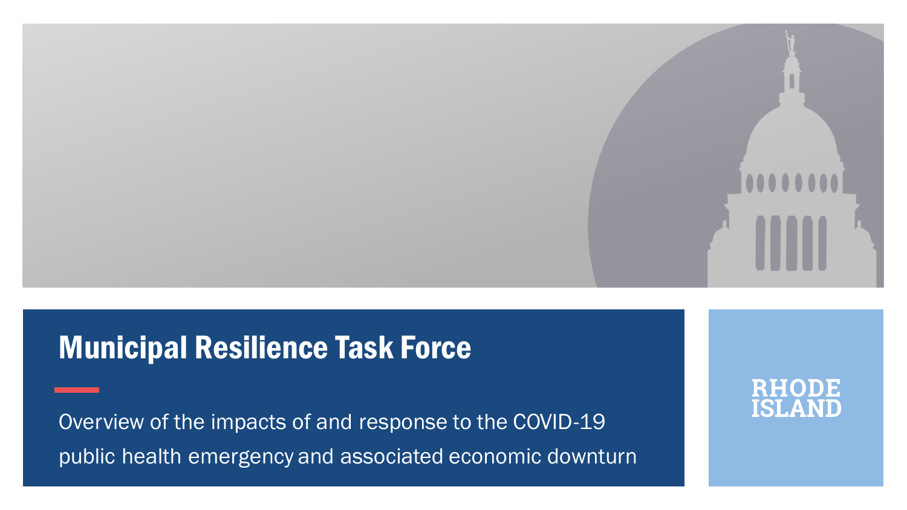# Municipal Resilience Task Force

Overview of the impacts of and response to the COVID-19 public health emergency and associated economic downturn

RHODE ISLAND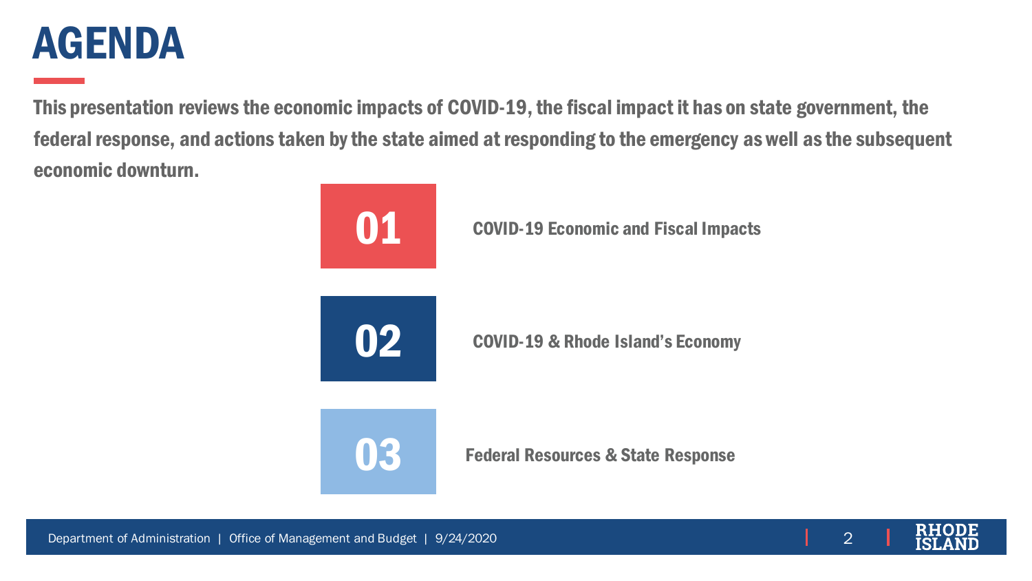# AGENDA

**This presentation reviews the economic impacts of COVID-19, the fiscal impact it has on state government, the federal response, and actions taken by the state aimed at responding to the emergency as well as the subsequent economic downturn.**

**01** COVID-19 Economic and Fiscal Impacts

**02** COVID-19 & Rhode Island's Economy

**03** Federal Resources & State Response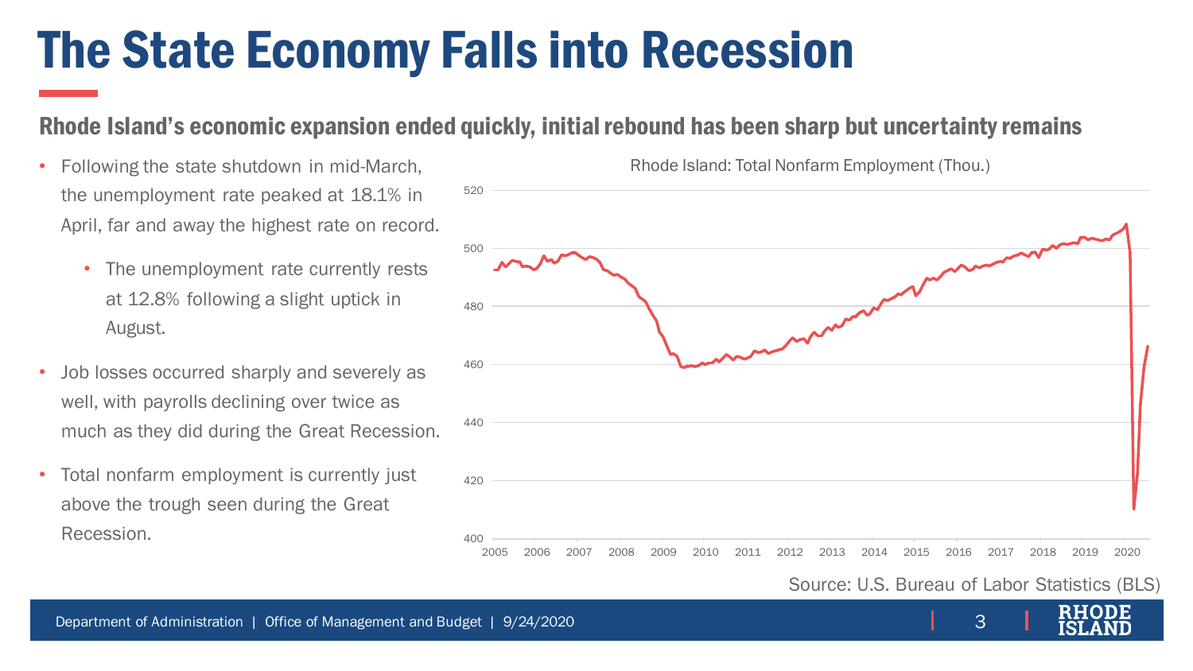# The State Economy Falls into Recession

## Rhode Island's economic expansion ended quickly, initial rebound has been sharp but uncertainty remains

- Following the state shutdown in mid-March, the unemployment rate peaked at 18.1% in April, far and away the highest rate on record.
  - The unemployment rate currently rests at 12.8% following a slight uptick in August.
- Job losses occurred sharply and severely as well, with payrolls declining over twice as much as they did during the Great Recession.
- Total nonfarm employment is currently just above the trough seen during the Great Recession.

Rhode Island: Total Nonfarm Employment (Thou.)

Source: U.S. Bureau of Labor Statistics (BLS)

Department of Administration | Office of Management and Budget | 9/24/2020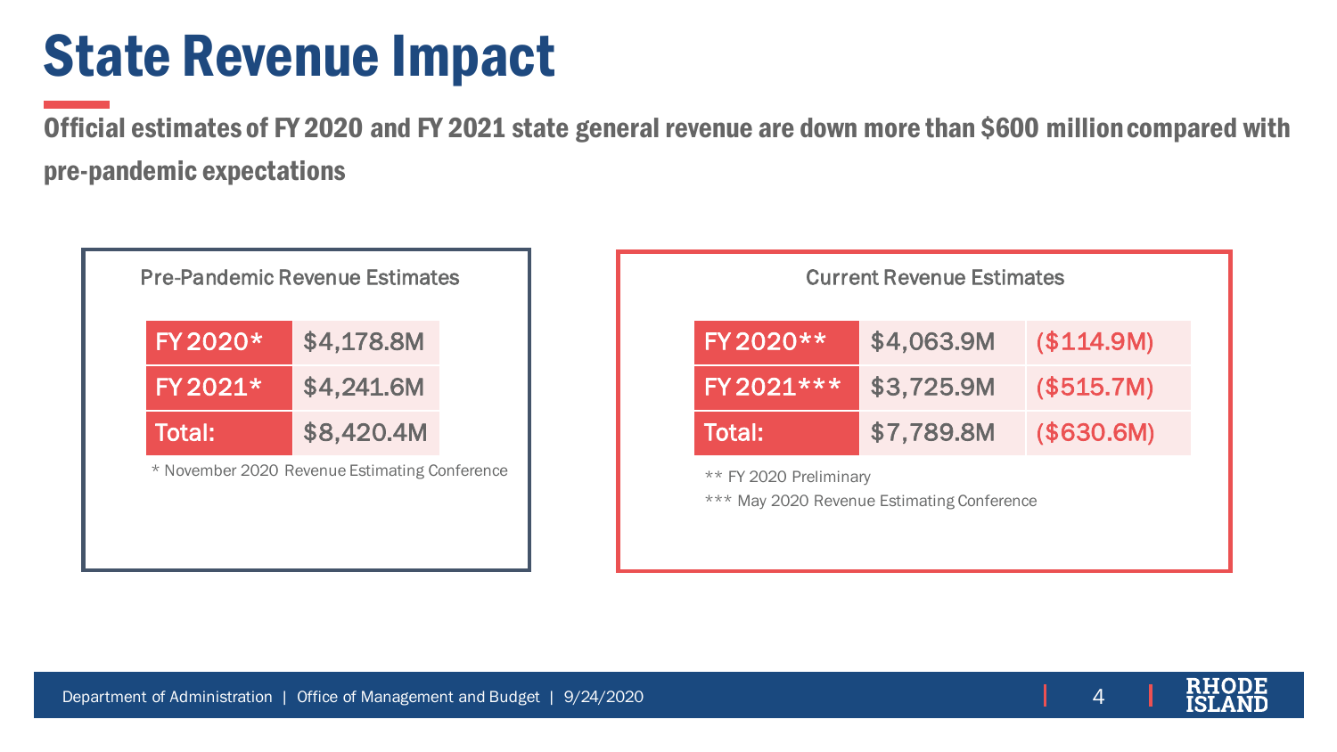# State Revenue Impact

**Official estimates of FY 2020 and FY 2021 state general revenue are down more than $600 million compared with pre-pandemic expectations**

### Pre-Pandemic Revenue Estimates

| FY 2020* | $4,178.8M |
|---|---|
| FY 2021* | $4,241.6M |
| Total: | $8,420.4M |

\* November 2020 Revenue Estimating Conference

### Current Revenue Estimates

| FY 2020** | $4,063.9M | ($114.9M) |
|---|---|---|
| FY 2021*** | $3,725.9M | ($515.7M) |
| Total: | $7,789.8M | ($630.6M) |

** FY 2020 Preliminary

*** May 2020 Revenue Estimating Conference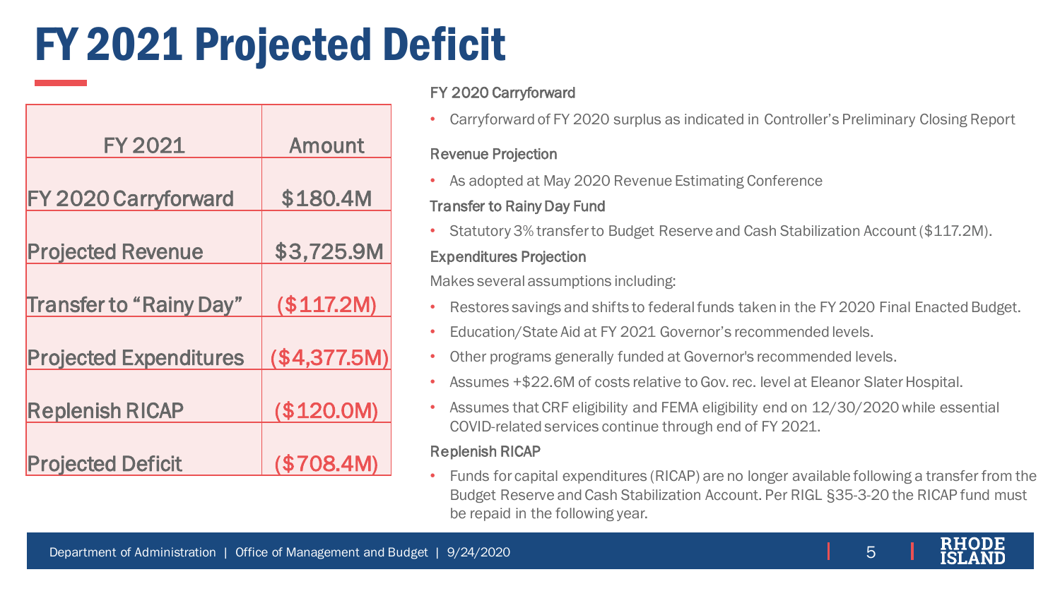# FY 2021 Projected Deficit

| FY 2021 | Amount |
|---|---|
| FY 2020 Carryforward | $180.4M |
| Projected Revenue | $3,725.9M |
| Transfer to "Rainy Day" | ($117.2M) |
| Projected Expenditures | ($4,377.5M) |
| Replenish RICAP | ($120.0M) |
| Projected Deficit | ($708.4M) |

FY 2020 Carryforward

- Carryforward of FY 2020 surplus as indicated in Controller's Preliminary Closing Report

Revenue Projection

- As adopted at May 2020 Revenue Estimating Conference

Transfer to Rainy Day Fund

- Statutory 3% transfer to Budget Reserve and Cash Stabilization Account ($117.2M).

Expenditures Projection

Makes several assumptions including:

- Restores savings and shifts to federal funds taken in the FY 2020 Final Enacted Budget.
- Education/State Aid at FY 2021 Governor's recommended levels.
- Other programs generally funded at Governor's recommended levels.
- Assumes +$22.6M of costs relative to Gov. rec. level at Eleanor Slater Hospital.
- Assumes that CRF eligibility and FEMA eligibility end on 12/30/2020 while essential COVID-related services continue through end of FY 2021.

Replenish RICAP

- Funds for capital expenditures (RICAP) are no longer available following a transfer from the Budget Reserve and Cash Stabilization Account. Per RIGL §35-3-20 the RICAP fund must be repaid in the following year.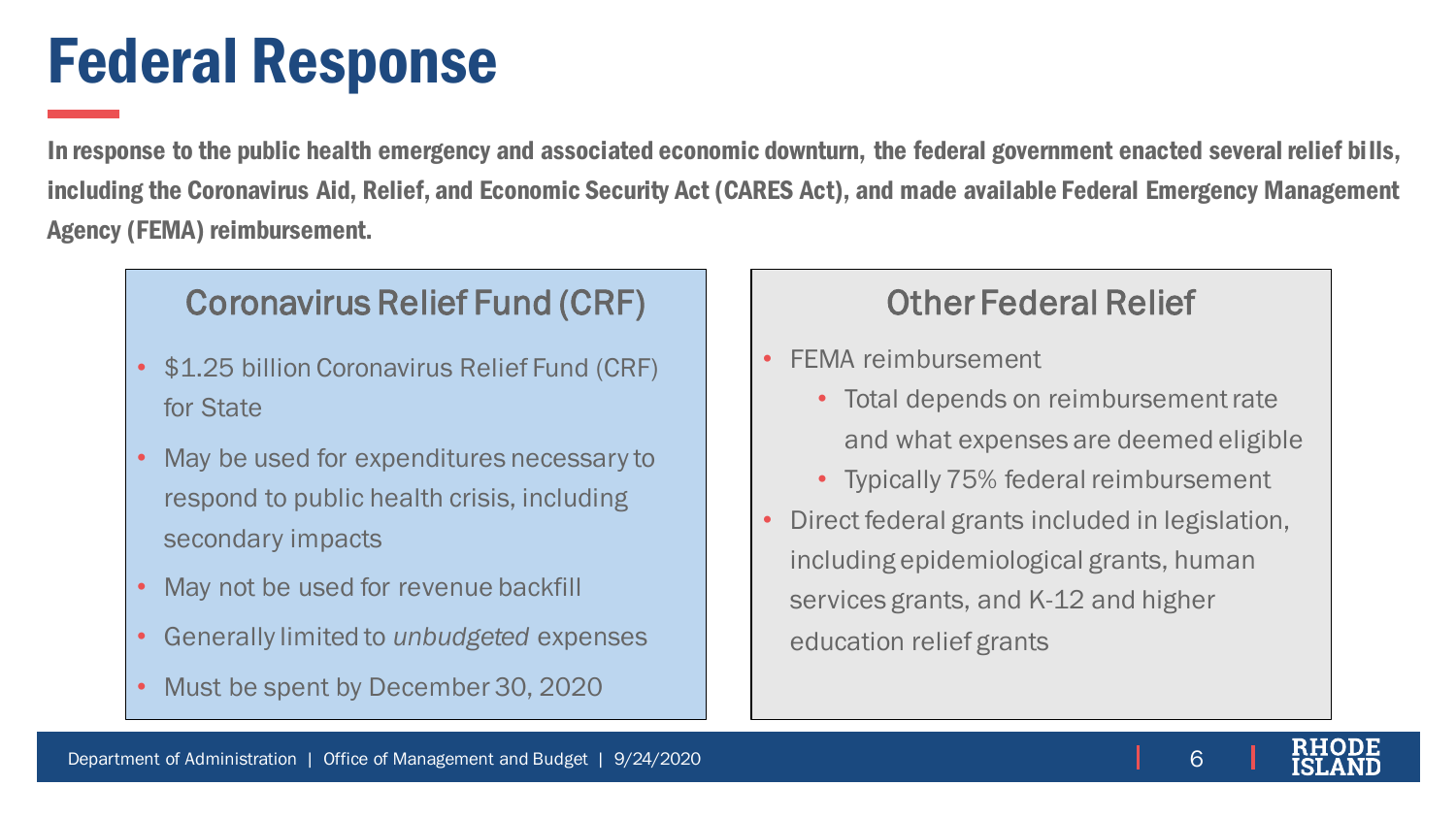# Federal Response

**In response to the public health emergency and associated economic downturn, the federal government enacted several relief bills, including the Coronavirus Aid, Relief, and Economic Security Act (CARES Act), and made available Federal Emergency Management Agency (FEMA) reimbursement.**

## Coronavirus Relief Fund (CRF)

- $1.25 billion Coronavirus Relief Fund (CRF) for State
- May be used for expenditures necessary to respond to public health crisis, including secondary impacts
- May not be used for revenue backfill
- Generally limited to *unbudgeted* expenses
- Must be spent by December 30, 2020

## Other Federal Relief

- FEMA reimbursement
  - Total depends on reimbursement rate and what expenses are deemed eligible
  - Typically 75% federal reimbursement
- Direct federal grants included in legislation, including epidemiological grants, human services grants, and K-12 and higher education relief grants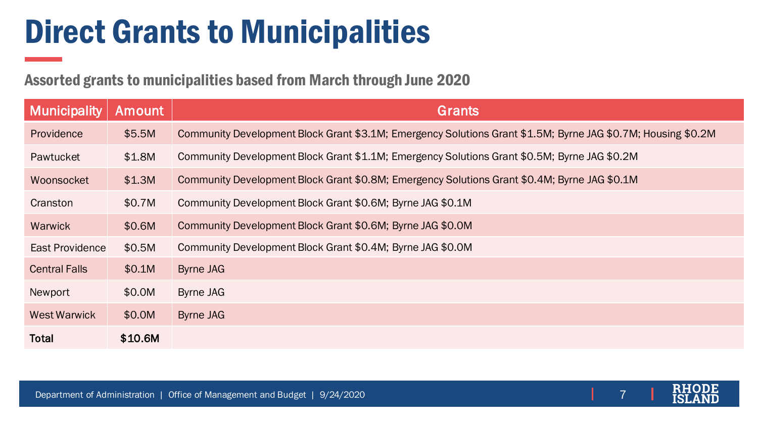# Direct Grants to Municipalities

## Assorted grants to municipalities based from March through June 2020

| Municipality | Amount | Grants |
| --- | --- | --- |
| Providence | $5.5M | Community Development Block Grant $3.1M; Emergency Solutions Grant $1.5M; Byrne JAG $0.7M; Housing $0.2M |
| Pawtucket | $1.8M | Community Development Block Grant $1.1M; Emergency Solutions Grant $0.5M; Byrne JAG $0.2M |
| Woonsocket | $1.3M | Community Development Block Grant $0.8M; Emergency Solutions Grant $0.4M; Byrne JAG $0.1M |
| Cranston | $0.7M | Community Development Block Grant $0.6M; Byrne JAG $0.1M |
| Warwick | $0.6M | Community Development Block Grant $0.6M; Byrne JAG $0.0M |
| East Providence | $0.5M | Community Development Block Grant $0.4M; Byrne JAG $0.0M |
| Central Falls | $0.1M | Byrne JAG |
| Newport | $0.0M | Byrne JAG |
| West Warwick | $0.0M | Byrne JAG |
| **Total** | **$10.6M** | |

Department of Administration | Office of Management and Budget | 9/24/2020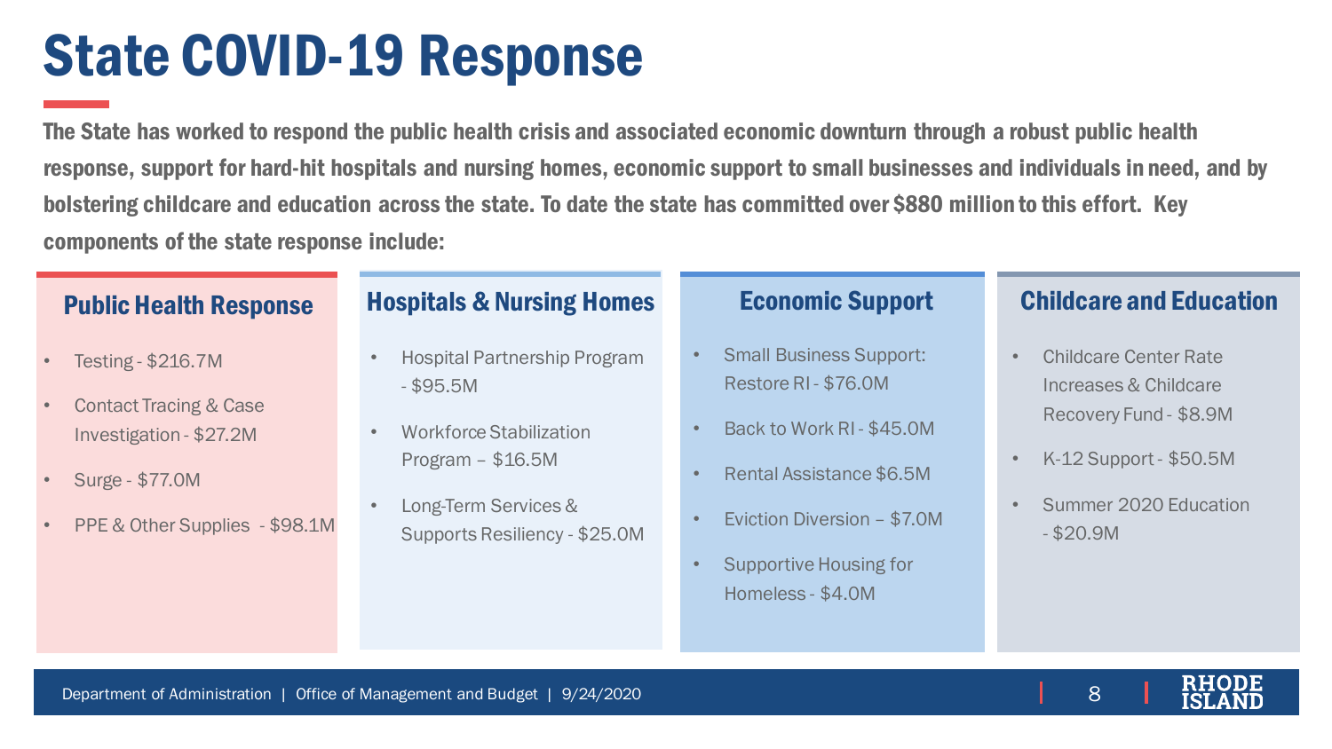# State COVID-19 Response

**The State has worked to respond the public health crisis and associated economic downturn through a robust public health response, support for hard-hit hospitals and nursing homes, economic support to small businesses and individuals in need, and by bolstering childcare and education across the state. To date the state has committed over $880 million to this effort. Key components of the state response include:**

## Public Health Response

- Testing - $216.7M
- Contact Tracing & Case Investigation - $27.2M
- Surge - $77.0M
- PPE & Other Supplies - $98.1M

## Hospitals & Nursing Homes

- Hospital Partnership Program - $95.5M
- Workforce Stabilization Program – $16.5M
- Long-Term Services & Supports Resiliency - $25.0M

## Economic Support

- Small Business Support: Restore RI - $76.0M
- Back to Work RI - $45.0M
- Rental Assistance $6.5M
- Eviction Diversion – $7.0M
- Supportive Housing for Homeless - $4.0M

## Childcare and Education

- Childcare Center Rate Increases & Childcare Recovery Fund - $8.9M
- K-12 Support - $50.5M
- Summer 2020 Education - $20.9M

Department of Administration | Office of Management and Budget | 9/24/2020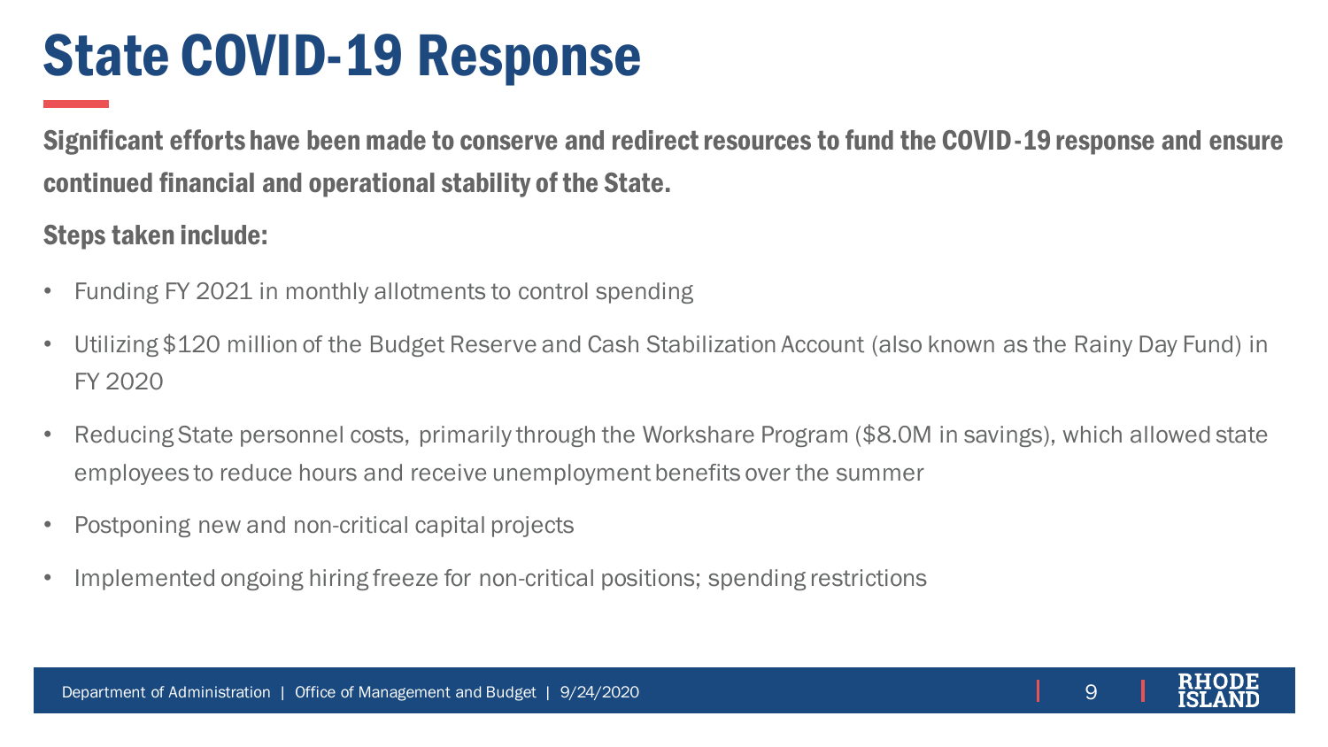# State COVID-19 Response

**Significant efforts have been made to conserve and redirect resources to fund the COVID-19 response and ensure continued financial and operational stability of the State.**

**Steps taken include:**

- Funding FY 2021 in monthly allotments to control spending
- Utilizing $120 million of the Budget Reserve and Cash Stabilization Account (also known as the Rainy Day Fund) in FY 2020
- Reducing State personnel costs, primarily through the Workshare Program ($8.0M in savings), which allowed state employees to reduce hours and receive unemployment benefits over the summer
- Postponing new and non-critical capital projects
- Implemented ongoing hiring freeze for non-critical positions; spending restrictions